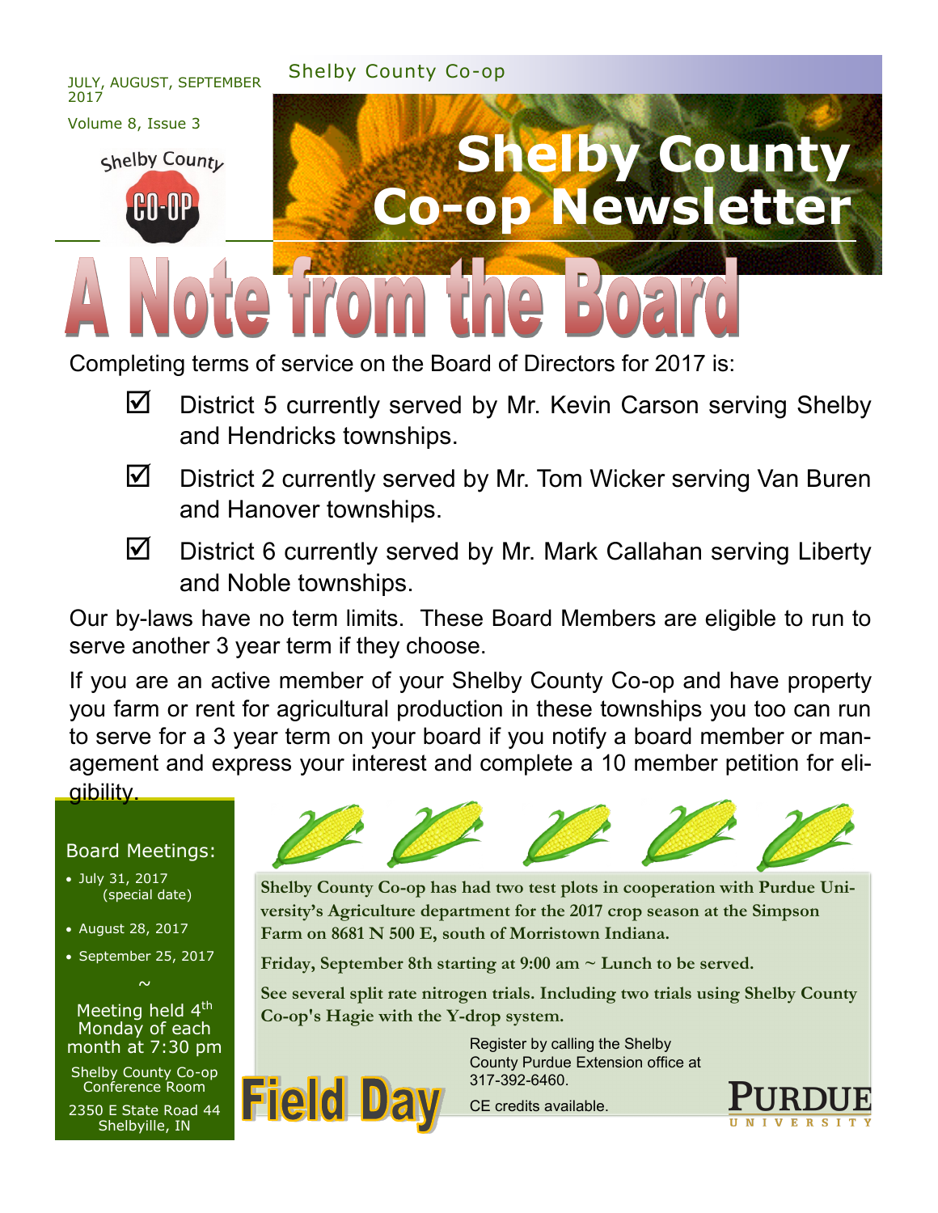JULY, AUGUST, SEPTEMBER 2017

Volume 8, Issue 3

Shelby County Co-op

# Shelby County Co-op Newsletter

## A Note from the Board

Completing terms of service on the Board of Directors for 2017 is:

- ☑ District 5 currently served by Mr. Kevin Carson serving Shelby and Hendricks townships.
- ☑ District 2 currently served by Mr. Tom Wicker serving Van Buren and Hanover townships.
- ☑ District 6 currently served by Mr. Mark Callahan serving Liberty and Noble townships.

Our by-laws have no term limits. These Board Members are eligible to run to serve another 3 year term if they choose.

If you are an active member of your Shelby County Co-op and have property you farm or rent for agricultural production in these townships you too can run to serve for a 3 year term on your board if you notify a board member or management and express your interest and complete a 10 member petition for eligibility.

### Board Meetings:

- July 31, 2017 (special date)
- August 28, 2017
- September 25, 2017

~

Meeting held 4th Monday of each month at 7:30 pm

Shelby County Co-op Conference Room

2350 E State Road 44 Shelbyille, IN

## Field Day

**Shelby County Co-op has had two test plots in cooperation with Purdue University's Agriculture department for the 2017 crop season at the Simpson Farm on 8681 N 500 E, south of Morristown Indiana.**

**Friday, September 8th starting at 9:00 am ~ Lunch to be served.**

**See several split rate nitrogen trials. Including two trials using Shelby County Co-op's Hagie with the Y-drop system.**

Register by calling the Shelby County Purdue Extension office at 317-392-6460.

CE credits available.

PURDUE UNIVERSITY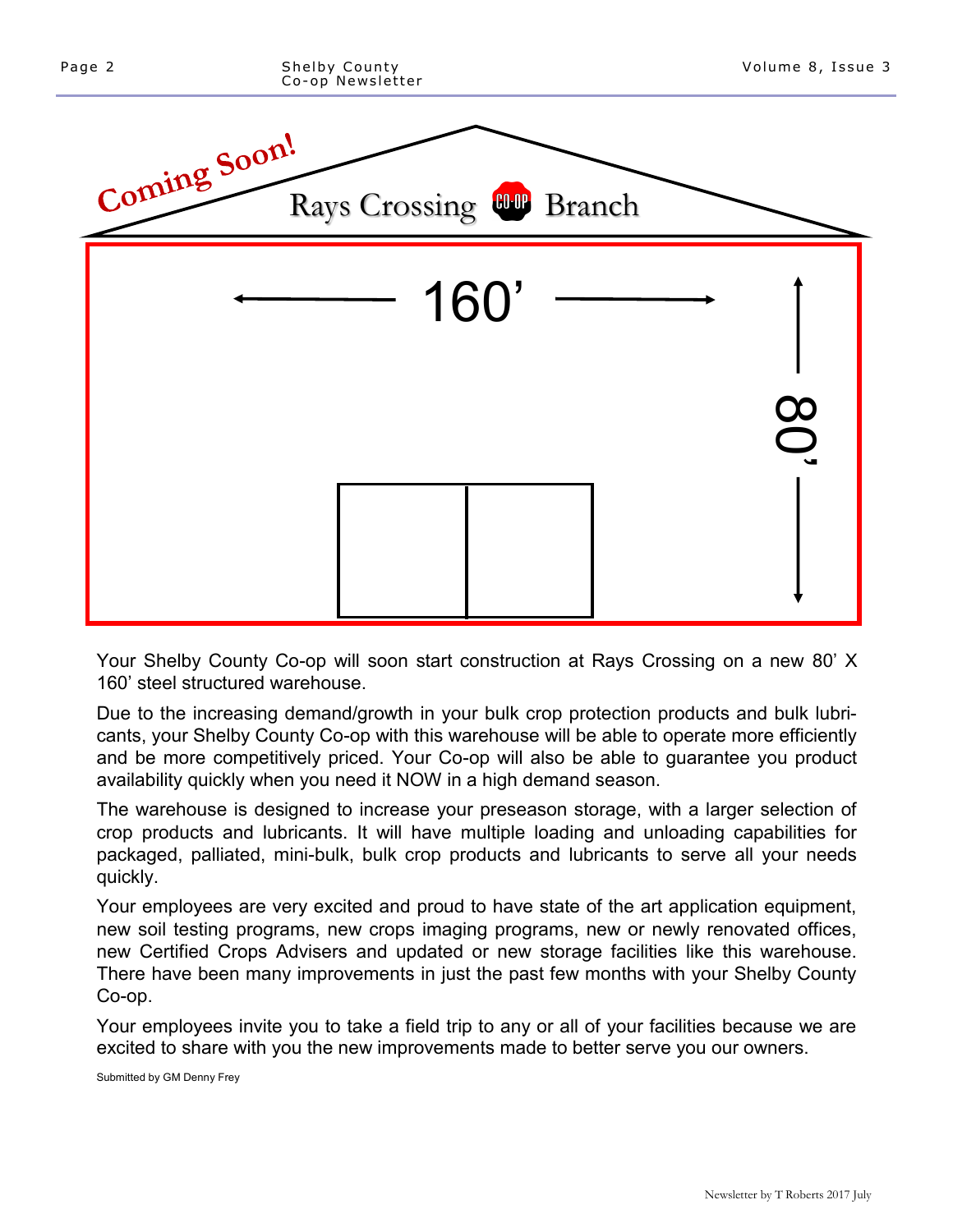Coming Soon!

## Rays Crossing CO-OP Branch

160’

80’

Your Shelby County Co-op will soon start construction at Rays Crossing on a new 80’ X 160’ steel structured warehouse.

Due to the increasing demand/growth in your bulk crop protection products and bulk lubricants, your Shelby County Co-op with this warehouse will be able to operate more efficiently and be more competitively priced. Your Co-op will also be able to guarantee you product availability quickly when you need it NOW in a high demand season.

The warehouse is designed to increase your preseason storage, with a larger selection of crop products and lubricants. It will have multiple loading and unloading capabilities for packaged, palliated, mini-bulk, bulk crop products and lubricants to serve all your needs quickly.

Your employees are very excited and proud to have state of the art application equipment, new soil testing programs, new crops imaging programs, new or newly renovated offices, new Certified Crops Advisers and updated or new storage facilities like this warehouse. There have been many improvements in just the past few months with your Shelby County Co-op.

Your employees invite you to take a field trip to any or all of your facilities because we are excited to share with you the new improvements made to better serve you our owners.

Submitted by GM Denny Frey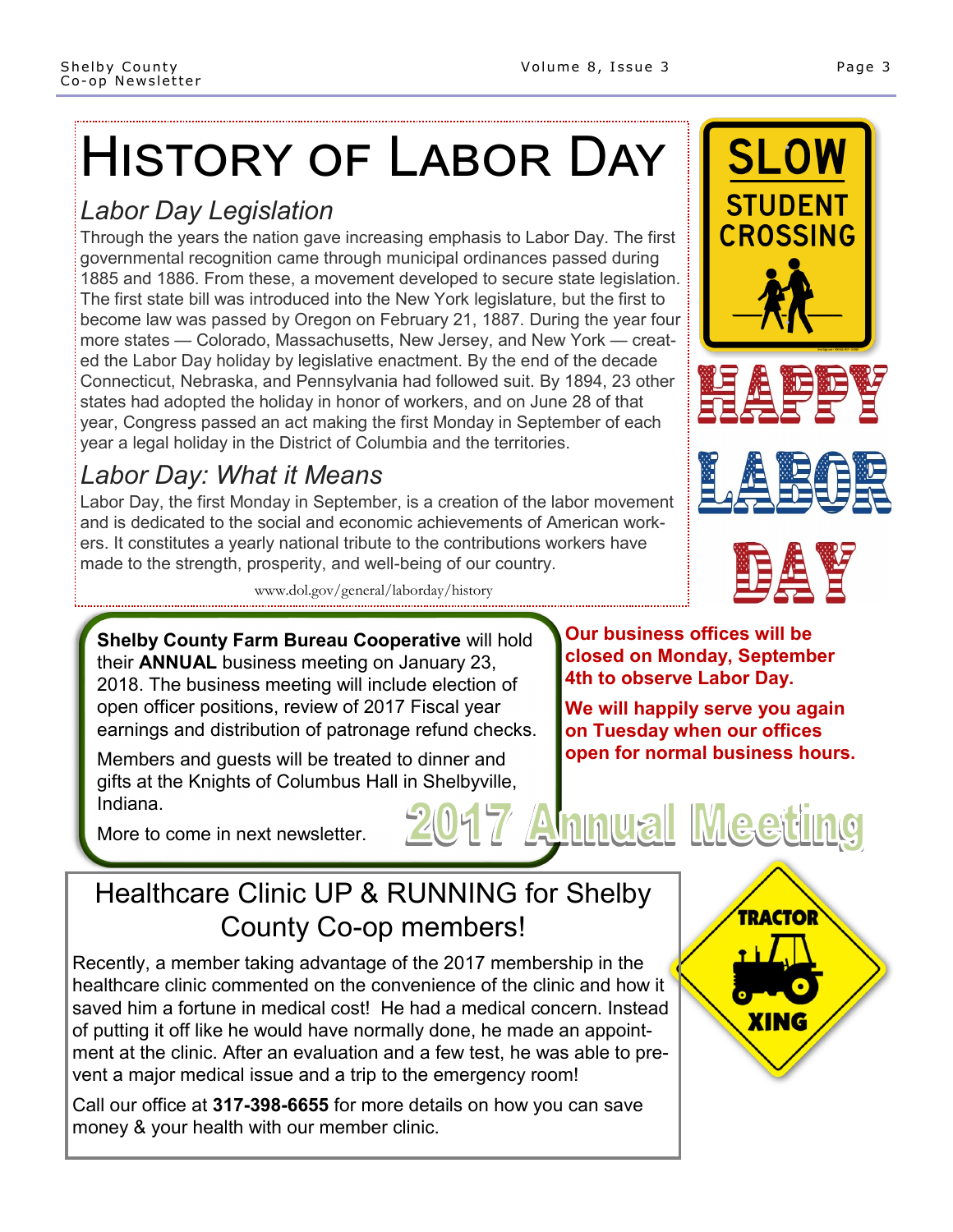# History of Labor Day

## *Labor Day Legislation*

Through the years the nation gave increasing emphasis to Labor Day. The first governmental recognition came through municipal ordinances passed during 1885 and 1886. From these, a movement developed to secure state legislation. The first state bill was introduced into the New York legislature, but the first to become law was passed by Oregon on February 21, 1887. During the year four more states — Colorado, Massachusetts, New Jersey, and New York — created the Labor Day holiday by legislative enactment. By the end of the decade Connecticut, Nebraska, and Pennsylvania had followed suit. By 1894, 23 other states had adopted the holiday in honor of workers, and on June 28 of that year, Congress passed an act making the first Monday in September of each year a legal holiday in the District of Columbia and the territories.

## *Labor Day: What it Means*

Labor Day, the first Monday in September, is a creation of the labor movement and is dedicated to the social and economic achievements of American workers. It constitutes a yearly national tribute to the contributions workers have made to the strength, prosperity, and well-being of our country.

www.dol.gov/general/laborday/history

SLOW STUDENT CROSSING

HAPPY LABOR DAY

## 2017 Annual Meeting

**Shelby County Farm Bureau Cooperative** will hold their **ANNUAL** business meeting on January 23, 2018. The business meeting will include election of open officer positions, review of 2017 Fiscal year earnings and distribution of patronage refund checks.

Members and guests will be treated to dinner and gifts at the Knights of Columbus Hall in Shelbyville, Indiana.

More to come in next newsletter.

**Our business offices will be closed on Monday, September 4th to observe Labor Day.**

**We will happily serve you again on Tuesday when our offices open for normal business hours.**

## Healthcare Clinic UP & RUNNING for Shelby County Co-op members!

Recently, a member taking advantage of the 2017 membership in the healthcare clinic commented on the convenience of the clinic and how it saved him a fortune in medical cost! He had a medical concern. Instead of putting it off like he would have normally done, he made an appointment at the clinic. After an evaluation and a few test, he was able to prevent a major medical issue and a trip to the emergency room!

Call our office at **317-398-6655** for more details on how you can save money & your health with our member clinic.

TRACTOR XING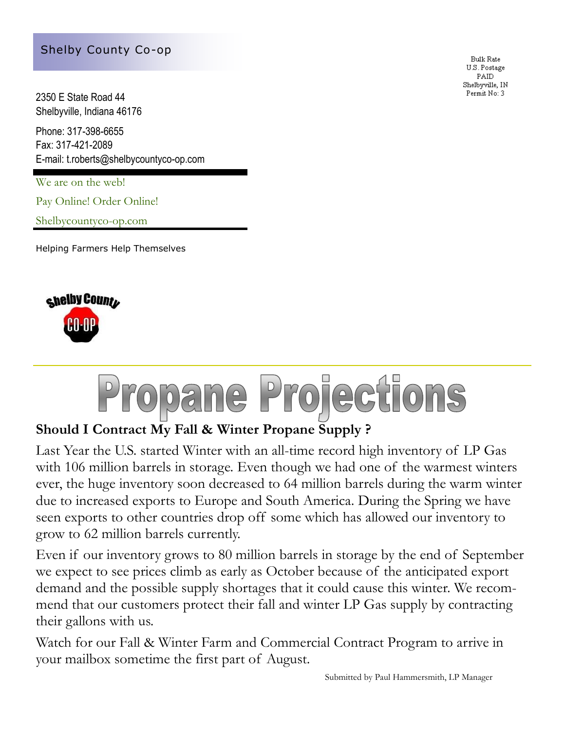Shelby County Co-op

Bulk Rate
U.S. Postage
PAID
Shelbyville, IN
Permit No: 3

2350 E State Road 44
Shelbyville, Indiana 46176

Phone: 317-398-6655
Fax: 317-421-2089
E-mail: t.roberts@shelbycountyco-op.com

We are on the web!

Pay Online! Order Online!

Shelbycountyco-op.com

Helping Farmers Help Themselves

Shelby County CO-OP

# Propane Projections

## Should I Contract My Fall & Winter Propane Supply ?

Last Year the U.S. started Winter with an all-time record high inventory of LP Gas with 106 million barrels in storage. Even though we had one of the warmest winters ever, the huge inventory soon decreased to 64 million barrels during the warm winter due to increased exports to Europe and South America. During the Spring we have seen exports to other countries drop off some which has allowed our inventory to grow to 62 million barrels currently.

Even if our inventory grows to 80 million barrels in storage by the end of September we expect to see prices climb as early as October because of the anticipated export demand and the possible supply shortages that it could cause this winter. We recommend that our customers protect their fall and winter LP Gas supply by contracting their gallons with us.

Watch for our Fall & Winter Farm and Commercial Contract Program to arrive in your mailbox sometime the first part of August.

Submitted by Paul Hammersmith, LP Manager